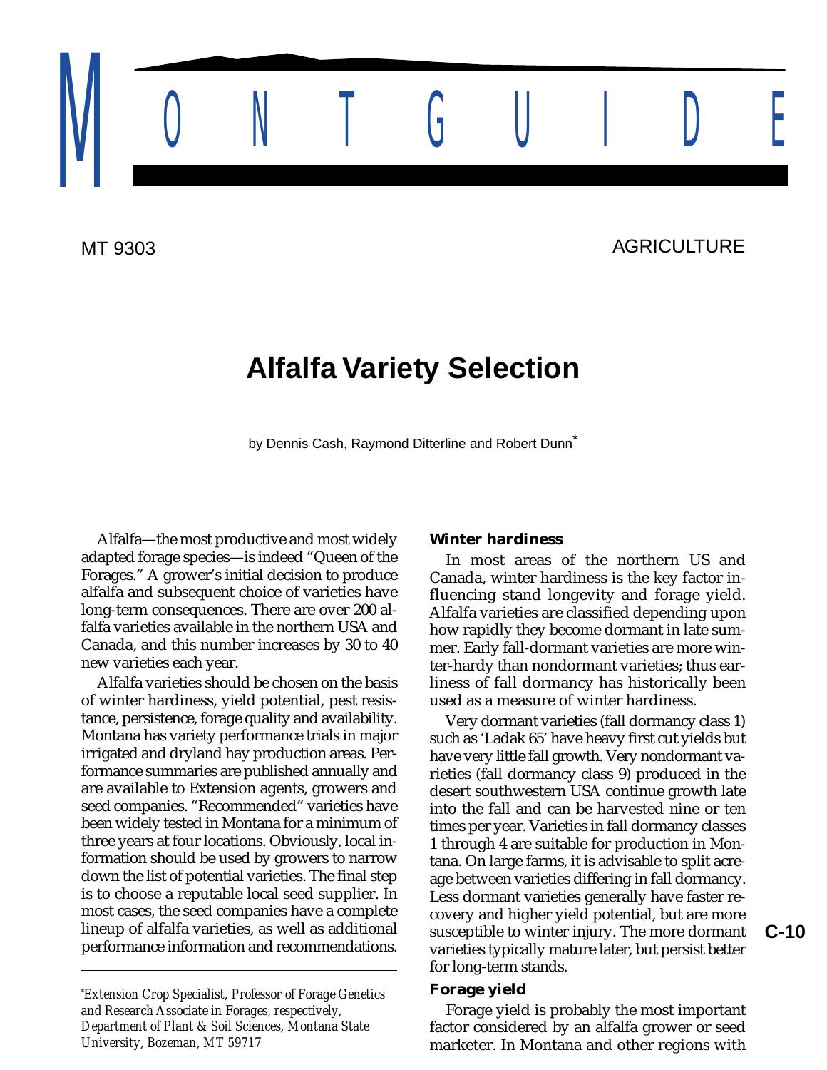MONTGUIDE

MT 9303

AGRICULTURE

# Alfalfa Variety Selection

by Dennis Cash, Raymond Ditterline and Robert Dunn*

Alfalfa—the most productive and most widely adapted forage species—is indeed "Queen of the Forages." A grower's initial decision to produce alfalfa and subsequent choice of varieties have long-term consequences. There are over 200 alfalfa varieties available in the northern USA and Canada, and this number increases by 30 to 40 new varieties each year.

Alfalfa varieties should be chosen on the basis of winter hardiness, yield potential, pest resistance, persistence, forage quality and availability. Montana has variety performance trials in major irrigated and dryland hay production areas. Performance summaries are published annually and are available to Extension agents, growers and seed companies. "Recommended" varieties have been widely tested in Montana for a minimum of three years at four locations. Obviously, local information should be used by growers to narrow down the list of potential varieties. The final step is to choose a reputable local seed supplier. In most cases, the seed companies have a complete lineup of alfalfa varieties, as well as additional performance information and recommendations.

*Extension Crop Specialist, Professor of Forage Genetics and Research Associate in Forages, respectively, Department of Plant & Soil Sciences, Montana State University, Bozeman, MT 59717*

### Winter hardiness

In most areas of the northern US and Canada, winter hardiness is the key factor influencing stand longevity and forage yield. Alfalfa varieties are classified depending upon how rapidly they become dormant in late summer. Early fall-dormant varieties are more winter-hardy than nondormant varieties; thus earliness of fall dormancy has historically been used as a measure of winter hardiness.

Very dormant varieties (fall dormancy class 1) such as 'Ladak 65' have heavy first cut yields but have very little fall growth. Very nondormant varieties (fall dormancy class 9) produced in the desert southwestern USA continue growth late into the fall and can be harvested nine or ten times per year. Varieties in fall dormancy classes 1 through 4 are suitable for production in Montana. On large farms, it is advisable to split acreage between varieties differing in fall dormancy. Less dormant varieties generally have faster recovery and higher yield potential, but are more susceptible to winter injury. The more dormant varieties typically mature later, but persist better for long-term stands.

### Forage yield

Forage yield is probably the most important factor considered by an alfalfa grower or seed marketer. In Montana and other regions with

C-10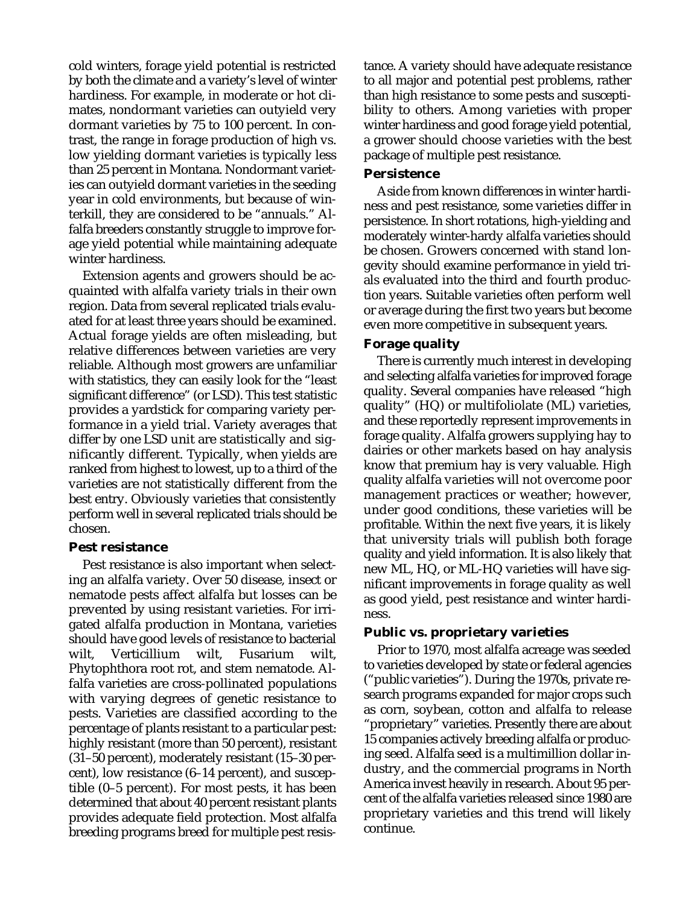cold winters, forage yield potential is restricted by both the climate and a variety's level of winter hardiness. For example, in moderate or hot climates, nondormant varieties can outyield very dormant varieties by 75 to 100 percent. In contrast, the range in forage production of high vs. low yielding dormant varieties is typically less than 25 percent in Montana. Nondormant varieties can outyield dormant varieties in the seeding year in cold environments, but because of winterkill, they are considered to be "annuals." Alfalfa breeders constantly struggle to improve forage yield potential while maintaining adequate winter hardiness.

Extension agents and growers should be acquainted with alfalfa variety trials in their own region. Data from several replicated trials evaluated for at least three years should be examined. Actual forage yields are often misleading, but relative differences between varieties are very reliable. Although most growers are unfamiliar with statistics, they can easily look for the "least significant difference" (or LSD). This test statistic provides a yardstick for comparing variety performance in a yield trial. Variety averages that differ by one LSD unit are statistically and significantly different. Typically, when yields are ranked from highest to lowest, up to a third of the varieties are not statistically different from the best entry. Obviously varieties that consistently perform well in several replicated trials should be chosen.

### Pest resistance

Pest resistance is also important when selecting an alfalfa variety. Over 50 disease, insect or nematode pests affect alfalfa but losses can be prevented by using resistant varieties. For irrigated alfalfa production in Montana, varieties should have good levels of resistance to bacterial wilt, Verticillium wilt, Fusarium wilt, Phytophthora root rot, and stem nematode. Alfalfa varieties are cross-pollinated populations with varying degrees of genetic resistance to pests. Varieties are classified according to the percentage of plants resistant to a particular pest: highly resistant (more than 50 percent), resistant (31–50 percent), moderately resistant (15–30 percent), low resistance (6–14 percent), and susceptible (0–5 percent). For most pests, it has been determined that about 40 percent resistant plants provides adequate field protection. Most alfalfa breeding programs breed for multiple pest resistance. A variety should have adequate resistance to all major and potential pest problems, rather than high resistance to some pests and susceptibility to others. Among varieties with proper winter hardiness and good forage yield potential, a grower should choose varieties with the best package of multiple pest resistance.

### Persistence

Aside from known differences in winter hardiness and pest resistance, some varieties differ in persistence. In short rotations, high-yielding and moderately winter-hardy alfalfa varieties should be chosen. Growers concerned with stand longevity should examine performance in yield trials evaluated into the third and fourth production years. Suitable varieties often perform well or average during the first two years but become even more competitive in subsequent years.

### Forage quality

There is currently much interest in developing and selecting alfalfa varieties for improved forage quality. Several companies have released "high quality" (HQ) or multifoliolate (ML) varieties, and these reportedly represent improvements in forage quality. Alfalfa growers supplying hay to dairies or other markets based on hay analysis know that premium hay is very valuable. High quality alfalfa varieties will not overcome poor management practices or weather; however, under good conditions, these varieties will be profitable. Within the next five years, it is likely that university trials will publish both forage quality and yield information. It is also likely that new ML, HQ, or ML-HQ varieties will have significant improvements in forage quality as well as good yield, pest resistance and winter hardiness.

### Public vs. proprietary varieties

Prior to 1970, most alfalfa acreage was seeded to varieties developed by state or federal agencies ("public varieties"). During the 1970s, private research programs expanded for major crops such as corn, soybean, cotton and alfalfa to release "proprietary" varieties. Presently there are about 15 companies actively breeding alfalfa or producing seed. Alfalfa seed is a multimillion dollar industry, and the commercial programs in North America invest heavily in research. About 95 percent of the alfalfa varieties released since 1980 are proprietary varieties and this trend will likely continue.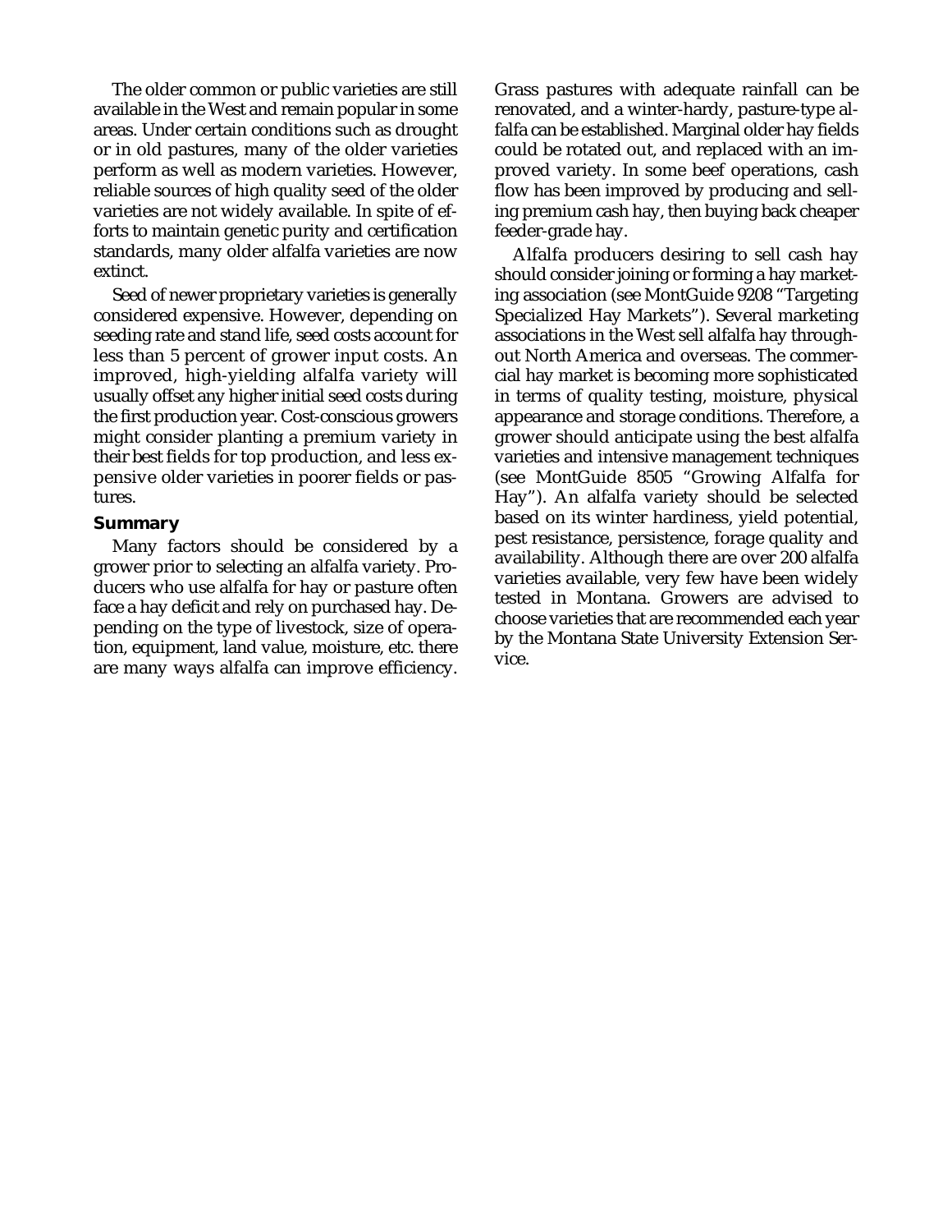The older common or public varieties are still available in the West and remain popular in some areas. Under certain conditions such as drought or in old pastures, many of the older varieties perform as well as modern varieties. However, reliable sources of high quality seed of the older varieties are not widely available. In spite of efforts to maintain genetic purity and certification standards, many older alfalfa varieties are now extinct.

Seed of newer proprietary varieties is generally considered expensive. However, depending on seeding rate and stand life, seed costs account for less than 5 percent of grower input costs. An improved, high-yielding alfalfa variety will usually offset any higher initial seed costs during the first production year. Cost-conscious growers might consider planting a premium variety in their best fields for top production, and less expensive older varieties in poorer fields or pastures.

### Summary

Many factors should be considered by a grower prior to selecting an alfalfa variety. Producers who use alfalfa for hay or pasture often face a hay deficit and rely on purchased hay. Depending on the type of livestock, size of operation, equipment, land value, moisture, etc. there are many ways alfalfa can improve efficiency. Grass pastures with adequate rainfall can be renovated, and a winter-hardy, pasture-type alfalfa can be established. Marginal older hay fields could be rotated out, and replaced with an improved variety. In some beef operations, cash flow has been improved by producing and selling premium cash hay, then buying back cheaper feeder-grade hay.

Alfalfa producers desiring to sell cash hay should consider joining or forming a hay marketing association (see MontGuide 9208 "Targeting Specialized Hay Markets"). Several marketing associations in the West sell alfalfa hay throughout North America and overseas. The commercial hay market is becoming more sophisticated in terms of quality testing, moisture, physical appearance and storage conditions. Therefore, a grower should anticipate using the best alfalfa varieties and intensive management techniques (see MontGuide 8505 "Growing Alfalfa for Hay"). An alfalfa variety should be selected based on its winter hardiness, yield potential, pest resistance, persistence, forage quality and availability. Although there are over 200 alfalfa varieties available, very few have been widely tested in Montana. Growers are advised to choose varieties that are recommended each year by the Montana State University Extension Service.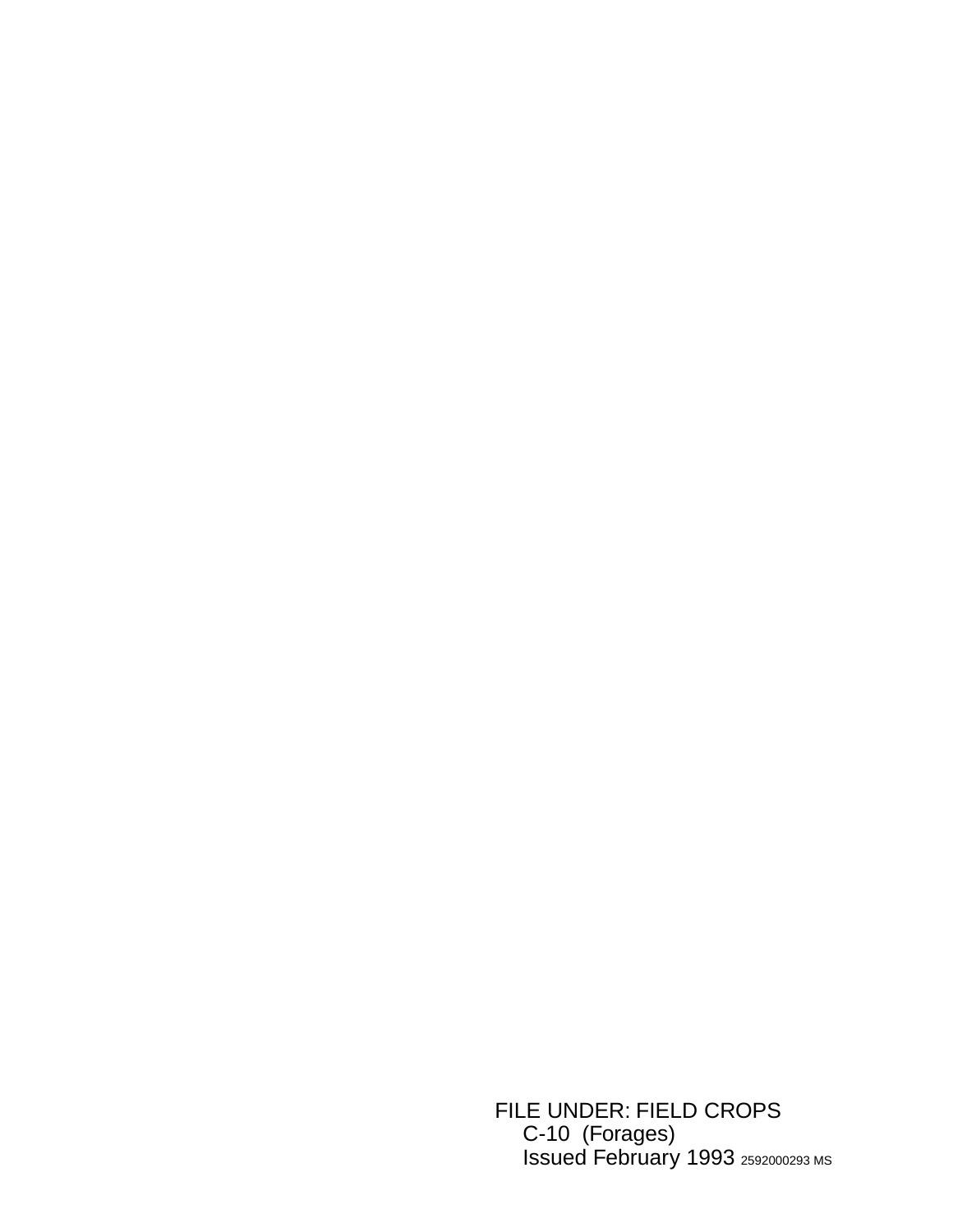FILE UNDER: FIELD CROPS
C-10 (Forages)
Issued February 1993 2592000293 MS